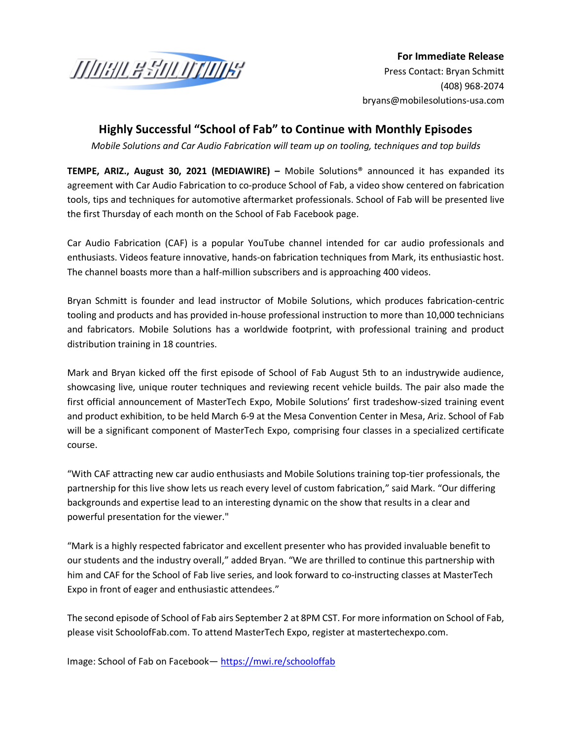**For Immediate Release**
Press Contact: Bryan Schmitt
(408) 968-2074
bryans@mobilesolutions-usa.com

# Highly Successful "School of Fab" to Continue with Monthly Episodes

*Mobile Solutions and Car Audio Fabrication will team up on tooling, techniques and top builds*

**TEMPE, ARIZ., August 30, 2021 (MEDIAWIRE) –** Mobile Solutions® announced it has expanded its agreement with Car Audio Fabrication to co-produce School of Fab, a video show centered on fabrication tools, tips and techniques for automotive aftermarket professionals. School of Fab will be presented live the first Thursday of each month on the School of Fab Facebook page.

Car Audio Fabrication (CAF) is a popular YouTube channel intended for car audio professionals and enthusiasts. Videos feature innovative, hands-on fabrication techniques from Mark, its enthusiastic host. The channel boasts more than a half-million subscribers and is approaching 400 videos.

Bryan Schmitt is founder and lead instructor of Mobile Solutions, which produces fabrication-centric tooling and products and has provided in-house professional instruction to more than 10,000 technicians and fabricators. Mobile Solutions has a worldwide footprint, with professional training and product distribution training in 18 countries.

Mark and Bryan kicked off the first episode of School of Fab August 5th to an industrywide audience, showcasing live, unique router techniques and reviewing recent vehicle builds. The pair also made the first official announcement of MasterTech Expo, Mobile Solutions' first tradeshow-sized training event and product exhibition, to be held March 6-9 at the Mesa Convention Center in Mesa, Ariz. School of Fab will be a significant component of MasterTech Expo, comprising four classes in a specialized certificate course.

"With CAF attracting new car audio enthusiasts and Mobile Solutions training top-tier professionals, the partnership for this live show lets us reach every level of custom fabrication," said Mark. "Our differing backgrounds and expertise lead to an interesting dynamic on the show that results in a clear and powerful presentation for the viewer."

"Mark is a highly respected fabricator and excellent presenter who has provided invaluable benefit to our students and the industry overall," added Bryan. "We are thrilled to continue this partnership with him and CAF for the School of Fab live series, and look forward to co-instructing classes at MasterTech Expo in front of eager and enthusiastic attendees."

The second episode of School of Fab airs September 2 at 8PM CST. For more information on School of Fab, please visit SchoolofFab.com. To attend MasterTech Expo, register at mastertechexpo.com.

Image: School of Fab on Facebook— https://mwi.re/schooloffab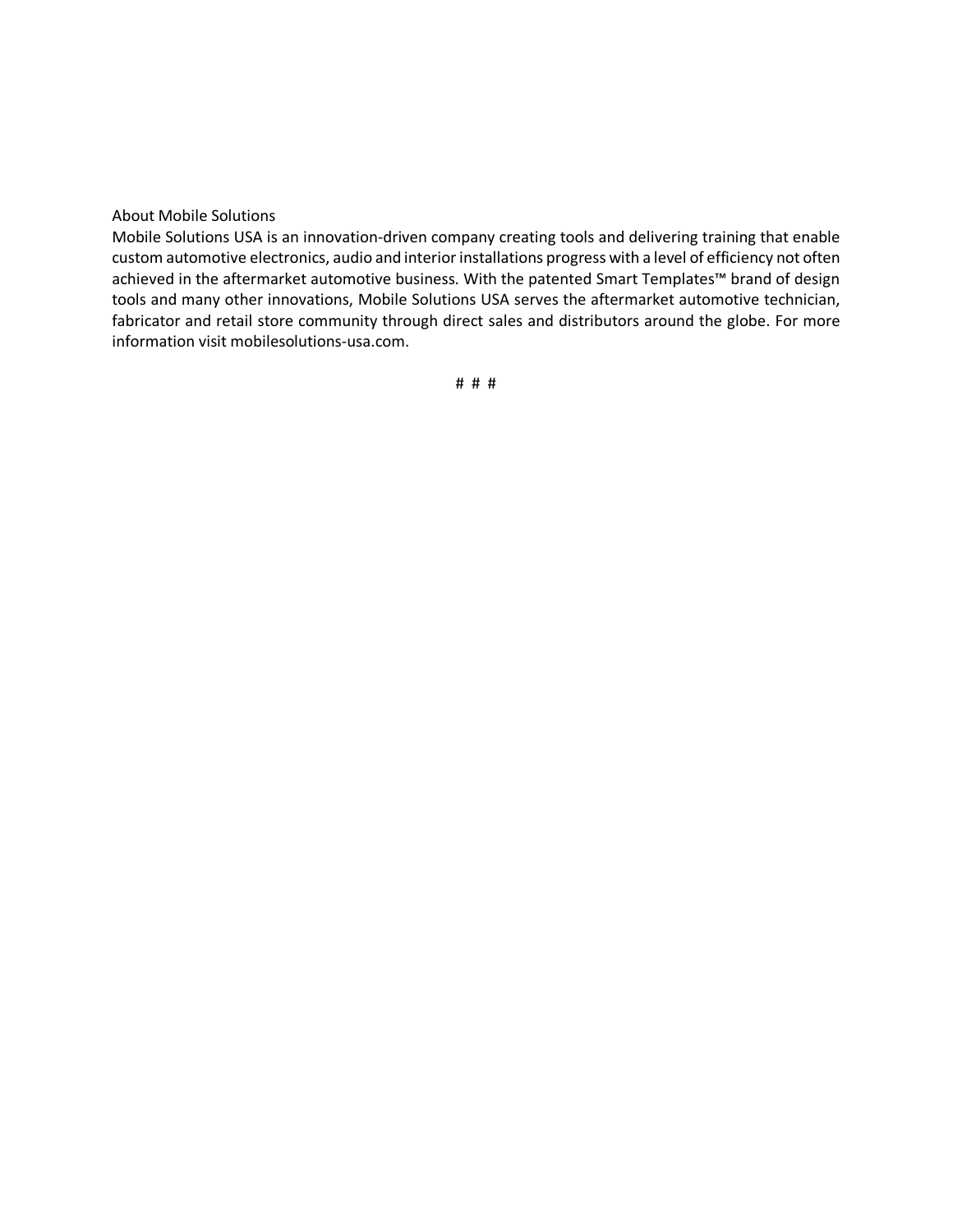## About Mobile Solutions

Mobile Solutions USA is an innovation-driven company creating tools and delivering training that enable custom automotive electronics, audio and interior installations progress with a level of efficiency not often achieved in the aftermarket automotive business. With the patented Smart Templates™ brand of design tools and many other innovations, Mobile Solutions USA serves the aftermarket automotive technician, fabricator and retail store community through direct sales and distributors around the globe. For more information visit mobilesolutions-usa.com.

# # #